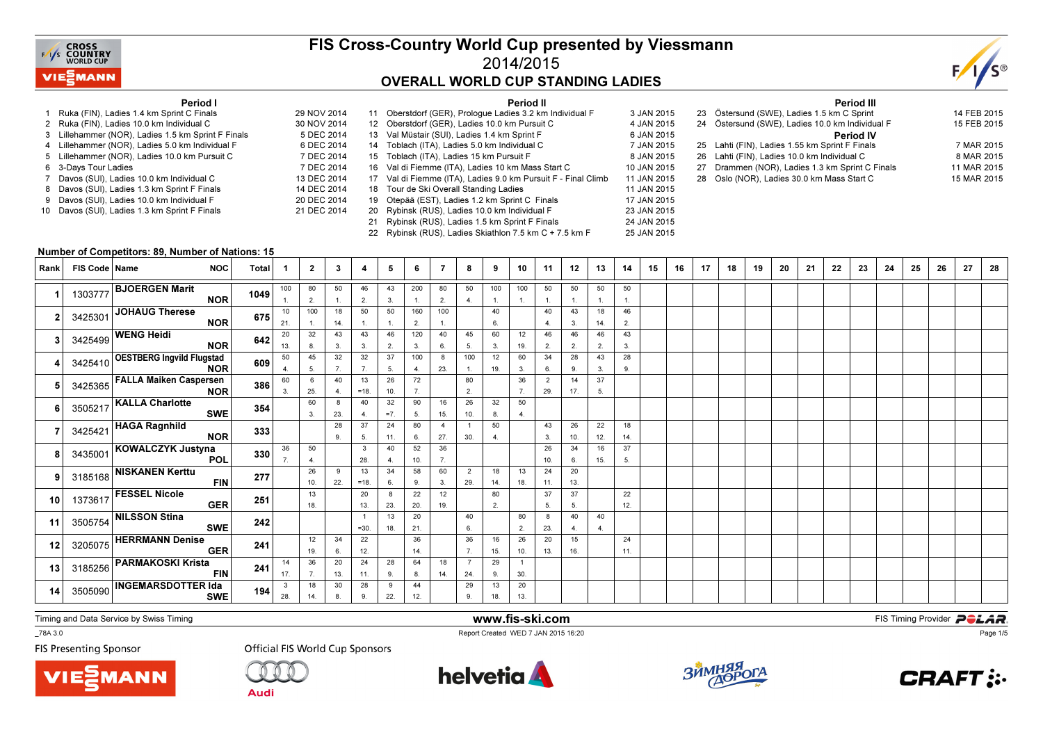# FIS Cross-Country World Cup presented by Viessmann

## 2014/2015

## OVERALL WORLD CUP STANDING LADIES

### Period I

1. Ruka (FIN), Ladies 1.4 km Sprint C Finals — 29 NOV 2014
2. Ruka (FIN), Ladies 10.0 km Individual C — 30 NOV 2014
3. Lillehammer (NOR), Ladies 1.5 km Sprint F Finals — 5 DEC 2014
4. Lillehammer (NOR), Ladies 5.0 km Individual F — 6 DEC 2014
5. Lillehammer (NOR), Ladies 10.0 km Pursuit C — 7 DEC 2014
6. 3-Days Tour Ladies — 7 DEC 2014
7. Davos (SUI), Ladies 10.0 km Individual C — 13 DEC 2014
8. Davos (SUI), Ladies 1.3 km Sprint F Finals — 14 DEC 2014
9. Davos (SUI), Ladies 10.0 km Individual F — 20 DEC 2014
10. Davos (SUI), Ladies 1.3 km Sprint F Finals — 21 DEC 2014

### Period II

11. Oberstdorf (GER), Prologue Ladies 3.2 km Individual F — 3 JAN 2015
12. Oberstdorf (GER), Ladies 10.0 km Pursuit C — 4 JAN 2015
13. Val Müstair (SUI), Ladies 1.4 km Sprint F — 6 JAN 2015
14. Toblach (ITA), Ladies 5.0 km Individual C — 7 JAN 2015
15. Toblach (ITA), Ladies 15 km Pursuit F — 8 JAN 2015
16. Val di Fiemme (ITA), Ladies 10 km Mass Start C — 10 JAN 2015
17. Val di Fiemme (ITA), Ladies 9.0 km Pursuit F - Final Climb — 11 JAN 2015
18. Tour de Ski Overall Standing Ladies — 11 JAN 2015
19. Otepää (EST), Ladies 1.2 km Sprint C Finals — 17 JAN 2015
20. Rybinsk (RUS), Ladies 10.0 km Individual F — 23 JAN 2015
21. Rybinsk (RUS), Ladies 1.5 km Sprint F Finals — 24 JAN 2015
22. Rybinsk (RUS), Ladies Skiathlon 7.5 km C + 7.5 km F — 25 JAN 2015

### Period III

23. Östersund (SWE), Ladies 1.5 km C Sprint — 14 FEB 2015
24. Östersund (SWE), Ladies 10.0 km Individual F — 15 FEB 2015

### Period IV

25. Lahti (FIN), Ladies 1.55 km Sprint F Finals — 7 MAR 2015
26. Lahti (FIN), Ladies 10.0 km Individual C — 8 MAR 2015
27. Drammen (NOR), Ladies 1.3 km Sprint C Finals — 11 MAR 2015
28. Oslo (NOR), Ladies 30.0 km Mass Start C — 15 MAR 2015

**Number of Competitors: 89, Number of Nations: 15**

| Rank | FIS Code | Name | NOC | Total | 1 | 2 | 3 | 4 | 5 | 6 | 7 | 8 | 9 | 10 | 11 | 12 | 13 | 14 | 15 | 16 | 17 | 18 | 19 | 20 | 21 | 22 | 23 | 24 | 25 | 26 | 27 | 28 |
|---|---|---|---|---|---|---|---|---|---|---|---|---|---|---|---|---|---|---|---|---|---|---|---|---|---|---|---|---|---|---|---|---|
| 1 | 1303777 | BJOERGEN Marit | NOR | 1049 | 100 (1.) | 80 (2.) | 50 (1.) | 46 (2.) | 43 (3.) | 200 (1.) | 80 (2.) | 50 (4.) | 100 (1.) | 100 (1.) | 50 (1.) | 50 (1.) | 50 (1.) | 50 (1.) | | | | | | | | | | | | | | |
| 2 | 3425301 | JOHAUG Therese | NOR | 675 | 10 (21.) | 100 (1.) | 18 (14.) | 50 (1.) | 50 (1.) | 160 (2.) | 100 (1.) | | 40 (6.) | | 40 (4.) | 43 (3.) | 18 (14.) | 46 (2.) | | | | | | | | | | | | | | |
| 3 | 3425499 | WENG Heidi | NOR | 642 | 20 (13.) | 32 (8.) | 43 (3.) | 43 (3.) | 46 (2.) | 120 (3.) | 40 (6.) | 45 (5.) | 60 (3.) | 12 (19.) | 46 (2.) | 46 (2.) | 46 (2.) | 43 (3.) | | | | | | | | | | | | | | |
| 4 | 3425410 | OESTBERG Ingvild Flugstad | NOR | 609 | 50 (4.) | 45 (5.) | 32 (7.) | 32 (7.) | 37 (5.) | 100 (4.) | 8 (23.) | 100 (1.) | 12 (19.) | 60 (3.) | 34 (6.) | 28 (9.) | 43 (3.) | 28 (9.) | | | | | | | | | | | | | | |
| 5 | 3425365 | FALLA Maiken Caspersen | NOR | 386 | 60 (3.) | 6 (25.) | 40 (4.) | 13 (=18.) | 26 (10.) | 72 (7.) | | 80 (2.) | | 36 (7.) | 2 (29.) | 14 (17.) | 37 (5.) | | | | | | | | | | | | | | | |
| 6 | 3505217 | KALLA Charlotte | SWE | 354 | | 60 (3.) | 8 (23.) | 40 (4.) | 32 (=7.) | 90 (5.) | 16 (15.) | 26 (10.) | 32 (8.) | 50 (4.) | | | | | | | | | | | | | | | | | | |
| 7 | 3425421 | HAGA Ragnhild | NOR | 333 | | | 28 (9.) | 37 (5.) | 24 (11.) | 80 (6.) | 4 (27.) | 1 (30.) | 50 (4.) | | 43 (3.) | 26 (10.) | 22 (12.) | 18 (14.) | | | | | | | | | | | | | | |
| 8 | 3435001 | KOWALCZYK Justyna | POL | 330 | 36 (7.) | 50 (4.) | | 3 (28.) | 40 (4.) | 52 (10.) | 36 (7.) | | | | 26 (10.) | 34 (6.) | 16 (15.) | 37 (5.) | | | | | | | | | | | | | | |
| 9 | 3185168 | NISKANEN Kerttu | FIN | 277 | | 26 (10.) | 9 (22.) | 13 (=18.) | 34 (6.) | 58 (9.) | 60 (3.) | 2 (29.) | 18 (14.) | 13 (18.) | 24 (11.) | 20 (13.) | | | | | | | | | | | | | | | | |
| 10 | 1373617 | FESSEL Nicole | GER | 251 | | 13 (18.) | | 20 (13.) | 8 (23.) | 22 (20.) | 12 (19.) | | 80 (2.) | | 37 (5.) | 37 (5.) | | 22 (12.) | | | | | | | | | | | | | | |
| 11 | 3505754 | NILSSON Stina | SWE | 242 | | | | 1 (=30.) | 13 (18.) | 20 (21.) | | 40 (6.) | | 80 (2.) | 8 (23.) | 40 (4.) | 40 (4.) | | | | | | | | | | | | | | | |
| 12 | 3205075 | HERRMANN Denise | GER | 241 | | 12 (19.) | 34 (6.) | 22 (12.) | | 36 (14.) | | 36 (7.) | 16 (15.) | 26 (10.) | 20 (13.) | 15 (16.) | | 24 (11.) | | | | | | | | | | | | | | |
| 13 | 3185256 | PARMAKOSKI Krista | FIN | 241 | 14 (17.) | 36 (7.) | 20 (13.) | 24 (11.) | 28 (9.) | 64 (8.) | 18 (14.) | 7 (24.) | 29 (9.) | 1 (30.) | | | | | | | | | | | | | | | | | | |
| 14 | 3505090 | INGEMARSDOTTER Ida | SWE | 194 | 3 (28.) | 18 (14.) | 30 (8.) | 28 (9.) | 9 (22.) | 44 (12.) | | 29 (9.) | 13 (18.) | 20 (13.) | | | | | | | | | | | | | | | | | | |

Timing and Data Service by Swiss Timing — www.fis-ski.com — FIS Timing Provider POLAR

_78A 3.0 — Report Created WED 7 JAN 2015 16:20

FIS Presenting Sponsor: VIESSMANN — Official FIS World Cup Sponsors: Audi, helvetia, Зимняя дорога, CRAFT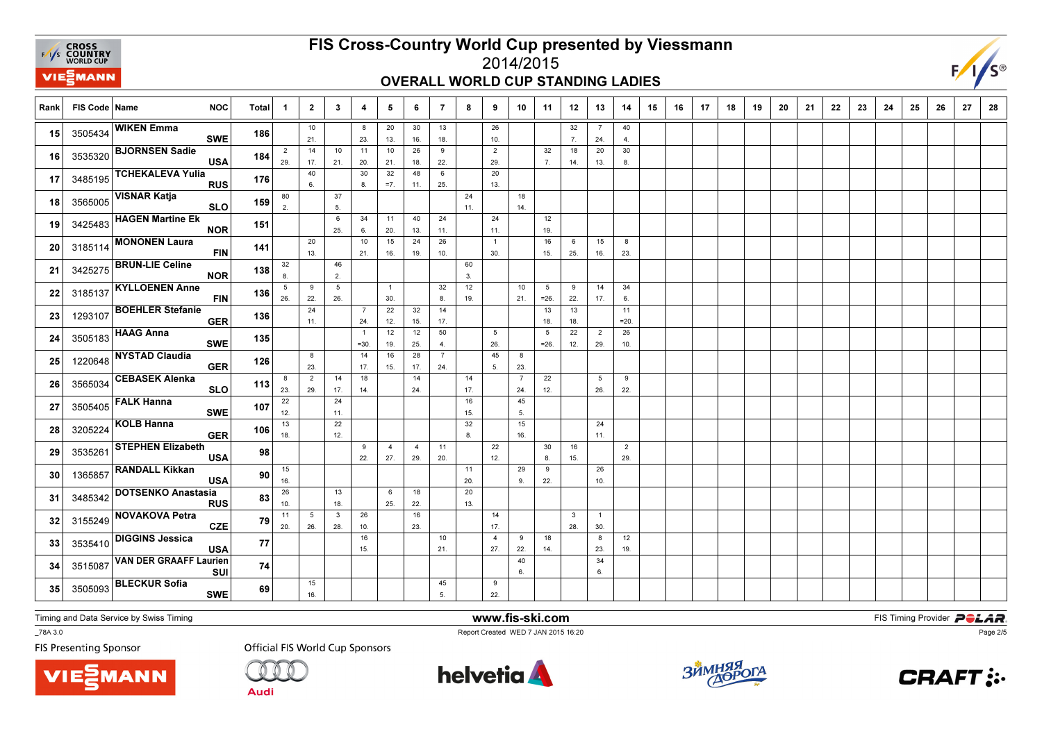# FIS Cross-Country World Cup presented by Viessmann

## 2014/2015

## OVERALL WORLD CUP STANDING LADIES

| Rank | FIS Code | Name | NOC | Total | 1 | 2 | 3 | 4 | 5 | 6 | 7 | 8 | 9 | 10 | 11 | 12 | 13 | 14 | 15 | 16 | 17 | 18 | 19 | 20 | 21 | 22 | 23 | 24 | 25 | 26 | 27 | 28 |
|---|---|---|---|---|---|---|---|---|---|---|---|---|---|---|---|---|---|---|---|---|---|---|---|---|---|---|---|---|---|---|---|---|
| 15 | 3505434 | WIKEN Emma | SWE | 186 | | 10 21. | | 8 23. | 20 13. | 30 16. | 13 18. | | 26 10. | | | 32 7. | 7 24. | 40 4. | | | | | | | | | | | | | | |
| 16 | 3535320 | BJORNSEN Sadie | USA | 184 | 2 29. | 14 17. | 10 21. | 11 20. | 10 21. | 26 18. | 9 22. | | 2 29. | | 32 7. | 18 14. | 20 13. | 30 8. | | | | | | | | | | | | | | |
| 17 | 3485195 | TCHEKALEVA Yulia | RUS | 176 | | 40 6. | | 30 8. | 32 =7. | 48 11. | 6 25. | | 20 13. | | | | | | | | | | | | | | | | | | | |
| 18 | 3565005 | VISNAR Katja | SLO | 159 | 80 2. | | 37 5. | | | | | 24 11. | | 18 14. | | | | | | | | | | | | | | | | | | |
| 19 | 3425483 | HAGEN Martine Ek | NOR | 151 | | | 6 25. | 34 6. | 11 20. | 40 13. | 24 11. | | 24 11. | | 12 19. | | | | | | | | | | | | | | | | | |
| 20 | 3185114 | MONONEN Laura | FIN | 141 | | 20 13. | | 10 21. | 15 16. | 24 19. | 26 10. | | 1 30. | | 16 15. | 6 25. | 15 16. | 8 23. | | | | | | | | | | | | | | |
| 21 | 3425275 | BRUN-LIE Celine | NOR | 138 | 32 8. | | 46 2. | | | | | 60 3. | | | | | | | | | | | | | | | | | | | | |
| 22 | 3185137 | KYLLOENEN Anne | FIN | 136 | 5 26. | 9 22. | 5 26. | | 1 30. | | 32 8. | 12 19. | | 10 21. | 5 =26. | 9 22. | 14 17. | 34 6. | | | | | | | | | | | | | | |
| 23 | 1293107 | BOEHLER Stefanie | GER | 136 | | 24 11. | | 7 24. | 22 12. | 32 15. | 14 17. | | | | 13 18. | 13 18. | | 11 =20. | | | | | | | | | | | | | | |
| 24 | 3505183 | HAAG Anna | SWE | 135 | | | | 1 =30. | 12 19. | 12 25. | 50 4. | | 5 26. | | 5 =26. | 22 12. | 2 29. | 26 10. | | | | | | | | | | | | | | |
| 25 | 1220648 | NYSTAD Claudia | GER | 126 | | 8 23. | | 14 17. | 16 15. | 28 17. | 7 24. | | 45 5. | 8 23. | | | | | | | | | | | | | | | | | | |
| 26 | 3565034 | CEBASEK Alenka | SLO | 113 | 8 23. | 2 29. | 14 17. | 18 14. | | 14 24. | | 14 17. | | 7 24. | 22 12. | | 5 26. | 9 22. | | | | | | | | | | | | | | |
| 27 | 3505405 | FALK Hanna | SWE | 107 | 22 12. | | 24 11. | | | | | 16 15. | | 45 5. | | | | | | | | | | | | | | | | | | |
| 28 | 3205224 | KOLB Hanna | GER | 106 | 13 18. | | 22 12. | | | | | 32 8. | | 15 16. | | | 24 11. | | | | | | | | | | | | | | | |
| 29 | 3535261 | STEPHEN Elizabeth | USA | 98 | | | | 9 22. | 4 27. | 4 29. | 11 20. | | 22 12. | | 30 8. | 16 15. | | 2 29. | | | | | | | | | | | | | | |
| 30 | 1365857 | RANDALL Kikkan | USA | 90 | 15 16. | | | | | | | 11 20. | | 29 9. | 9 22. | | 26 10. | | | | | | | | | | | | | | | |
| 31 | 3485342 | DOTSENKO Anastasia | RUS | 83 | 26 10. | | 13 18. | | 6 25. | 18 22. | | 20 13. | | | | | | | | | | | | | | | | | | | | |
| 32 | 3155249 | NOVAKOVA Petra | CZE | 79 | 11 20. | 5 26. | 3 28. | 26 10. | | 16 23. | | | 14 17. | | | 3 28. | 1 30. | | | | | | | | | | | | | | | |
| 33 | 3535410 | DIGGINS Jessica | USA | 77 | | | | 16 15. | | | 10 21. | | 4 27. | 9 22. | 18 14. | | 8 23. | 12 19. | | | | | | | | | | | | | | |
| 34 | 3515087 | VAN DER GRAAFF Laurien | SUI | 74 | | | | | | | | | | 40 6. | | | 34 6. | | | | | | | | | | | | | | | |
| 35 | 3505093 | BLECKUR Sofia | SWE | 69 | | 15 16. | | | | | 45 5. | | 9 22. | | | | | | | | | | | | | | | | | | | |

Timing and Data Service by Swiss Timing

www.fis-ski.com

FIS Timing Provider POLAR

_78A 3.0

Report Created WED 7 JAN 2015 16:20

FIS Presenting Sponsor

Official FIS World Cup Sponsors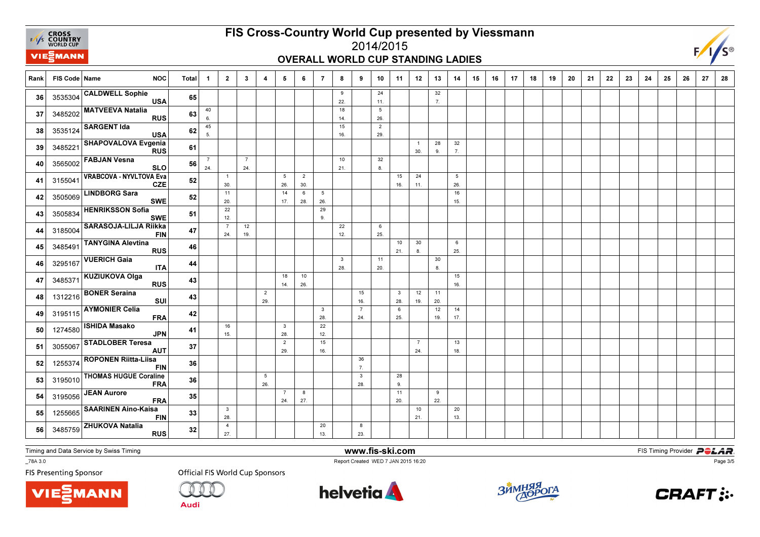# FIS Cross-Country World Cup presented by Viessmann

2014/2015

## OVERALL WORLD CUP STANDING LADIES

| Rank | FIS Code | Name | NOC | Total | 1 | 2 | 3 | 4 | 5 | 6 | 7 | 8 | 9 | 10 | 11 | 12 | 13 | 14 | 15 | 16 | 17 | 18 | 19 | 20 | 21 | 22 | 23 | 24 | 25 | 26 | 27 | 28 |
|---|---|---|---|---|---|---|---|---|---|---|---|---|---|---|---|---|---|---|---|---|---|---|---|---|---|---|---|---|---|---|---|---|
| 36 | 3535304 | CALDWELL Sophie | USA | 65 | | | | | | | | 9 22. | | 24 11. | | | 32 7. | | | | | | | | | | | | | | | |
| 37 | 3485202 | MATVEEVA Natalia | RUS | 63 | 40 6. | | | | | | | 18 14. | | 5 26. | | | | | | | | | | | | | | | | | | |
| 38 | 3535124 | SARGENT Ida | USA | 62 | 45 5. | | | | | | | 15 16. | | 2 29. | | | | | | | | | | | | | | | | | | |
| 39 | 3485221 | SHAPOVALOVA Evgenia | RUS | 61 | | | | | | | | | | | | 1 30. | 28 9. | 32 7. | | | | | | | | | | | | | | |
| 40 | 3565002 | FABJAN Vesna | SLO | 56 | 7 24. | | 7 24. | | | | | 10 21. | | 32 8. | | | | | | | | | | | | | | | | | | |
| 41 | 3155041 | VRABCOVA - NYVLTOVA Eva | CZE | 52 | | 1 30. | | | 5 26. | 2 30. | | | | | 15 16. | 24 11. | | 5 26. | | | | | | | | | | | | | | |
| 42 | 3505069 | LINDBORG Sara | SWE | 52 | | 11 20. | | | 14 17. | 6 28. | 5 26. | | | | | | | 16 15. | | | | | | | | | | | | | | |
| 43 | 3505834 | HENRIKSSON Sofia | SWE | 51 | | 22 12. | | | | | 29 9. | | | | | | | | | | | | | | | | | | | | | |
| 44 | 3185004 | SARASOJA-LILJA Riikka | FIN | 47 | | 7 24. | 12 19. | | | | | 22 12. | | 6 25. | | | | | | | | | | | | | | | | | | |
| 45 | 3485491 | TANYGINA Alevtina | RUS | 46 | | | | | | | | | | | 10 21. | 30 8. | | 6 25. | | | | | | | | | | | | | | |
| 46 | 3295167 | VUERICH Gaia | ITA | 44 | | | | | | | | 3 28. | | 11 20. | | | 30 8. | | | | | | | | | | | | | | | |
| 47 | 3485371 | KUZIUKOVA Olga | RUS | 43 | | | | | 18 14. | 10 26. | | | | | | | | 15 16. | | | | | | | | | | | | | | |
| 48 | 1312216 | BONER Seraina | SUI | 43 | | | | 2 29. | | | | | 15 16. | | 3 28. | 12 19. | 11 20. | | | | | | | | | | | | | | | |
| 49 | 3195115 | AYMONIER Celia | FRA | 42 | | | | | | | 3 28. | | 7 24. | | 6 25. | | 12 19. | 14 17. | | | | | | | | | | | | | | |
| 50 | 1274580 | ISHIDA Masako | JPN | 41 | | 16 15. | | | 3 28. | | 22 12. | | | | | | | | | | | | | | | | | | | | | |
| 51 | 3055067 | STADLOBER Teresa | AUT | 37 | | | | | 2 29. | | 15 16. | | | | | 7 24. | | 13 18. | | | | | | | | | | | | | | |
| 52 | 1255374 | ROPONEN Riitta-Liisa | FIN | 36 | | | | | | | | | 36 7. | | | | | | | | | | | | | | | | | | | |
| 53 | 3195010 | THOMAS HUGUE Coraline | FRA | 36 | | | | 5 26. | | | | | 3 28. | | 28 9. | | | | | | | | | | | | | | | | | |
| 54 | 3195056 | JEAN Aurore | FRA | 35 | | | | | 7 24. | 8 27. | | | | | 11 20. | | 9 22. | | | | | | | | | | | | | | | |
| 55 | 1255665 | SAARINEN Aino-Kaisa | FIN | 33 | | 3 28. | | | | | | | | | | 10 21. | | 20 13. | | | | | | | | | | | | | | |
| 56 | 3485759 | ZHUKOVA Natalia | RUS | 32 | | 4 27. | | | | | 20 13. | | 8 23. | | | | | | | | | | | | | | | | | | | |

Timing and Data Service by Swiss Timing

www.fis-ski.com

FIS Timing Provider POLAR

_78A 3.0

Report Created WED 7 JAN 2015 16:20

FIS Presenting Sponsor

Official FIS World Cup Sponsors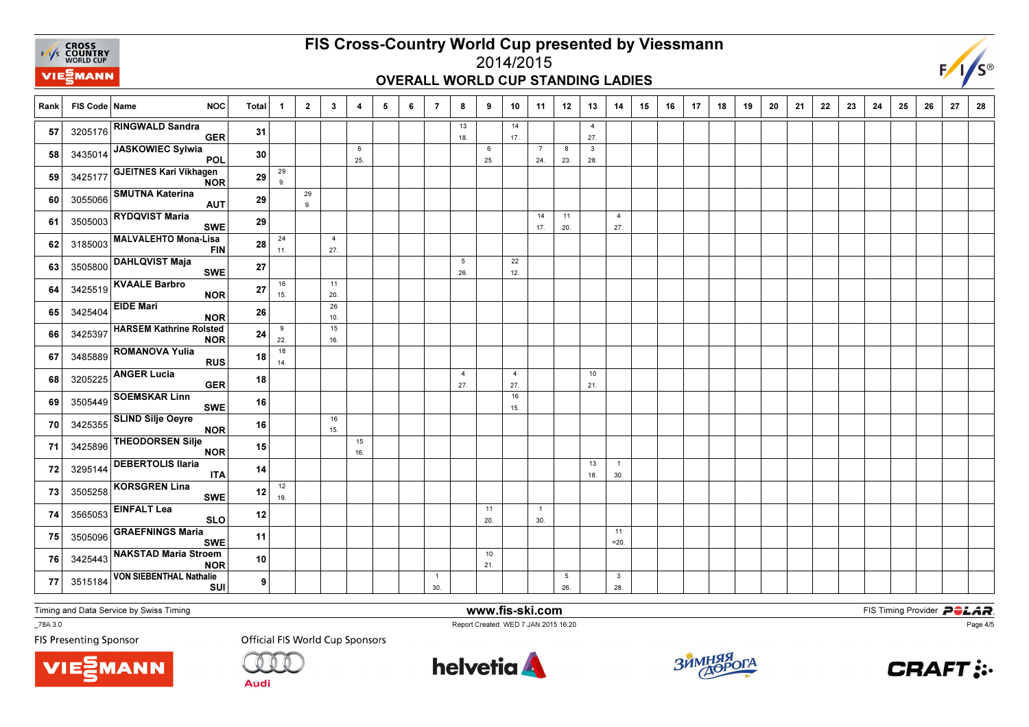# FIS Cross-Country World Cup presented by Viessmann

## 2014/2015

### OVERALL WORLD CUP STANDING LADIES

| Rank | FIS Code | Name | NOC | Total | 1 | 2 | 3 | 4 | 5 | 6 | 7 | 8 | 9 | 10 | 11 | 12 | 13 | 14 | 15 | 16 | 17 | 18 | 19 | 20 | 21 | 22 | 23 | 24 | 25 | 26 | 27 | 28 |
|---|---|---|---|---|---|---|---|---|---|---|---|---|---|---|---|---|---|---|---|---|---|---|---|---|---|---|---|---|---|---|---|---|
| 57 | 3205176 | RINGWALD Sandra | GER | 31 | | | | | | | | 13 18. | | 14 17. | | | 4 27. | | | | | | | | | | | | | | | |
| 58 | 3435014 | JASKOWIEC Sylwia | POL | 30 | | | | 6 25. | | | | | 6 25. | | 7 24. | 8 23. | 3 28. | | | | | | | | | | | | | | | |
| 59 | 3425177 | GJEITNES Kari Vikhagen | NOR | 29 | 29 9. | | | | | | | | | | | | | | | | | | | | | | | | | | | |
| 60 | 3055066 | SMUTNA Katerina | AUT | 29 | | 29 9. | | | | | | | | | | | | | | | | | | | | | | | | | | |
| 61 | 3505003 | RYDQVIST Maria | SWE | 29 | | | | | | | | | | | 14 17. | 11 20. | | 4 27. | | | | | | | | | | | | | | |
| 62 | 3185003 | MALVALEHTO Mona-Lisa | FIN | 28 | 24 11. | | 4 27. | | | | | | | | | | | | | | | | | | | | | | | | | |
| 63 | 3505800 | DAHLQVIST Maja | SWE | 27 | | | | | | | | 5 26. | | 22 12. | | | | | | | | | | | | | | | | | | |
| 64 | 3425519 | KVAALE Barbro | NOR | 27 | 16 15. | | 11 20. | | | | | | | | | | | | | | | | | | | | | | | | | |
| 65 | 3425404 | EIDE Mari | NOR | 26 | | | 26 10. | | | | | | | | | | | | | | | | | | | | | | | | | |
| 66 | 3425397 | HARSEM Kathrine Rolsted | NOR | 24 | 9 22. | | 15 16. | | | | | | | | | | | | | | | | | | | | | | | | | |
| 67 | 3485889 | ROMANOVA Yulia | RUS | 18 | 18 14. | | | | | | | | | | | | | | | | | | | | | | | | | | | |
| 68 | 3205225 | ANGER Lucia | GER | 18 | | | | | | | | 4 27. | | 4 27. | | | 10 21. | | | | | | | | | | | | | | | |
| 69 | 3505449 | SOEMSKAR Linn | SWE | 16 | | | | | | | | | | 16 15. | | | | | | | | | | | | | | | | | | |
| 70 | 3425355 | SLIND Silje Oeyre | NOR | 16 | | | 16 15. | | | | | | | | | | | | | | | | | | | | | | | | | |
| 71 | 3425896 | THEODORSEN Silje | NOR | 15 | | | | 15 16. | | | | | | | | | | | | | | | | | | | | | | | | |
| 72 | 3295144 | DEBERTOLIS Ilaria | ITA | 14 | | | | | | | | | | | | | 13 18. | 1 30. | | | | | | | | | | | | | | |
| 73 | 3505258 | KORSGREN Lina | SWE | 12 | 12 19. | | | | | | | | | | | | | | | | | | | | | | | | | | | |
| 74 | 3565053 | EINFALT Lea | SLO | 12 | | | | | | | | | 11 20. | | 1 30. | | | | | | | | | | | | | | | | | |
| 75 | 3505096 | GRAEFNINGS Maria | SWE | 11 | | | | | | | | | | | | | | 11 =20. | | | | | | | | | | | | | | |
| 76 | 3425443 | NAKSTAD Maria Stroem | NOR | 10 | | | | | | | | | 10 21. | | | | | | | | | | | | | | | | | | | |
| 77 | 3515184 | VON SIEBENTHAL Nathalie | SUI | 9 | | | | | | | 1 30. | | | | | 5 26. | | 3 28. | | | | | | | | | | | | | | |

Timing and Data Service by Swiss Timing

www.fis-ski.com

FIS Timing Provider POLAR

_78A 3.0

Report Created WED 7 JAN 2015 16:20

FIS Presenting Sponsor

Official FIS World Cup Sponsors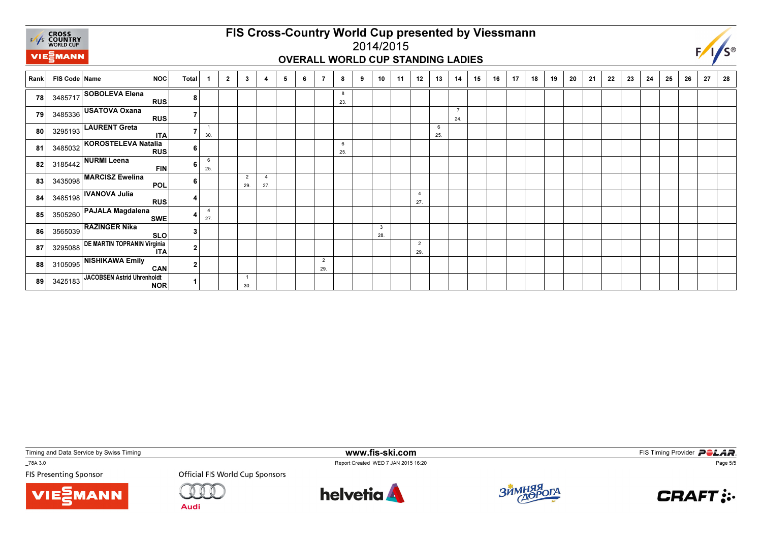# FIS Cross-Country World Cup presented by Viessmann

## 2014/2015

### OVERALL WORLD CUP STANDING LADIES

| Rank | FIS Code | Name | NOC | Total | 1 | 2 | 3 | 4 | 5 | 6 | 7 | 8 | 9 | 10 | 11 | 12 | 13 | 14 | 15 | 16 | 17 | 18 | 19 | 20 | 21 | 22 | 23 | 24 | 25 | 26 | 27 | 28 |
|---|---|---|---|---|---|---|---|---|---|---|---|---|---|---|---|---|---|---|---|---|---|---|---|---|---|---|---|---|---|---|---|---|
| 78 | 3485717 | SOBOLEVA Elena | RUS | 8 | | | | | | | | 8 23. | | | | | | | | | | | | | | | | | | | | |
| 79 | 3485336 | USATOVA Oxana | RUS | 7 | | | | | | | | | | | | | | 7 24. | | | | | | | | | | | | | | |
| 80 | 3295193 | LAURENT Greta | ITA | 7 | 1 30. | | | | | | | | | | | | 6 25. | | | | | | | | | | | | | | | |
| 81 | 3485032 | KOROSTELEVA Natalia | RUS | 6 | | | | | | | | 6 25. | | | | | | | | | | | | | | | | | | | | |
| 82 | 3185442 | NURMI Leena | FIN | 6 | 6 25. | | | | | | | | | | | | | | | | | | | | | | | | | | | |
| 83 | 3435098 | MARCISZ Ewelina | POL | 6 | | | 2 29. | 4 27. | | | | | | | | | | | | | | | | | | | | | | | | |
| 84 | 3485198 | IVANOVA Julia | RUS | 4 | | | | | | | | | | | | 4 27. | | | | | | | | | | | | | | | | |
| 85 | 3505260 | PAJALA Magdalena | SWE | 4 | 4 27. | | | | | | | | | | | | | | | | | | | | | | | | | | | |
| 86 | 3565039 | RAZINGER Nika | SLO | 3 | | | | | | | | | | 3 28. | | | | | | | | | | | | | | | | | | |
| 87 | 3295088 | DE MARTIN TOPRANIN Virginia | ITA | 2 | | | | | | | | | | | | 2 29. | | | | | | | | | | | | | | | | |
| 88 | 3105095 | NISHIKAWA Emily | CAN | 2 | | | | | | | 2 29. | | | | | | | | | | | | | | | | | | | | | |
| 89 | 3425183 | JACOBSEN Astrid Uhrenholdt | NOR | 1 | | | 1 30. | | | | | | | | | | | | | | | | | | | | | | | | | |

Timing and Data Service by Swiss Timing

www.fis-ski.com

FIS Timing Provider POLAR

_78A 3.0

Report Created WED 7 JAN 2015 16:20

FIS Presenting Sponsor

Official FIS World Cup Sponsors